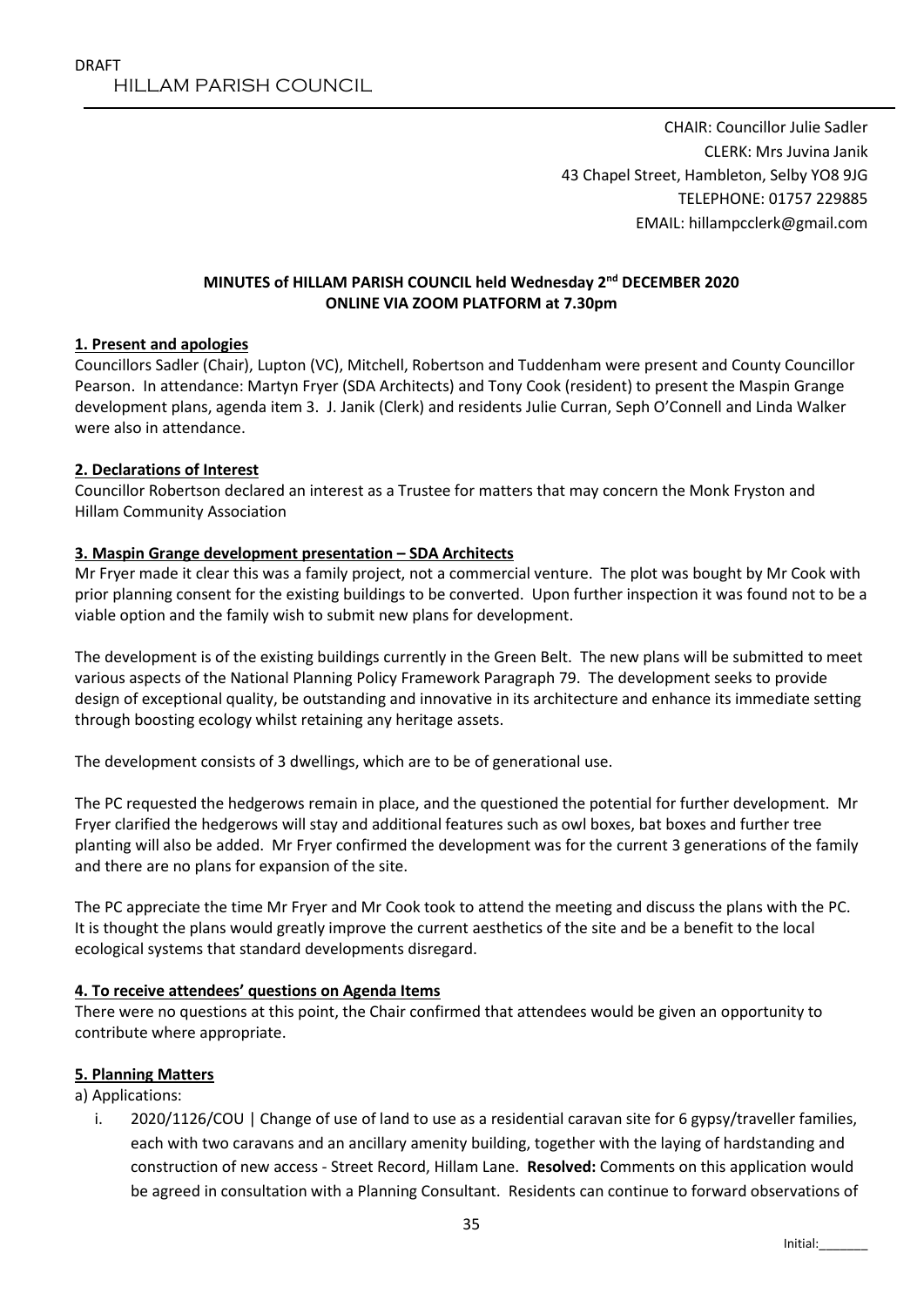DRAFT

HILLAM PARISH COUNCIL

CHAIR: Councillor Julie Sadler
CLERK: Mrs Juvina Janik
43 Chapel Street, Hambleton, Selby YO8 9JG
TELEPHONE: 01757 229885
EMAIL: hillampcclerk@gmail.com

**MINUTES of HILLAM PARISH COUNCIL held Wednesday 2nd DECEMBER 2020**
**ONLINE VIA ZOOM PLATFORM at 7.30pm**

**1. Present and apologies**

Councillors Sadler (Chair), Lupton (VC), Mitchell, Robertson and Tuddenham were present and County Councillor Pearson. In attendance: Martyn Fryer (SDA Architects) and Tony Cook (resident) to present the Maspin Grange development plans, agenda item 3. J. Janik (Clerk) and residents Julie Curran, Seph O'Connell and Linda Walker were also in attendance.

**2. Declarations of Interest**

Councillor Robertson declared an interest as a Trustee for matters that may concern the Monk Fryston and Hillam Community Association

**3. Maspin Grange development presentation – SDA Architects**

Mr Fryer made it clear this was a family project, not a commercial venture. The plot was bought by Mr Cook with prior planning consent for the existing buildings to be converted. Upon further inspection it was found not to be a viable option and the family wish to submit new plans for development.

The development is of the existing buildings currently in the Green Belt. The new plans will be submitted to meet various aspects of the National Planning Policy Framework Paragraph 79. The development seeks to provide design of exceptional quality, be outstanding and innovative in its architecture and enhance its immediate setting through boosting ecology whilst retaining any heritage assets.

The development consists of 3 dwellings, which are to be of generational use.

The PC requested the hedgerows remain in place, and the questioned the potential for further development. Mr Fryer clarified the hedgerows will stay and additional features such as owl boxes, bat boxes and further tree planting will also be added. Mr Fryer confirmed the development was for the current 3 generations of the family and there are no plans for expansion of the site.

The PC appreciate the time Mr Fryer and Mr Cook took to attend the meeting and discuss the plans with the PC. It is thought the plans would greatly improve the current aesthetics of the site and be a benefit to the local ecological systems that standard developments disregard.

**4. To receive attendees' questions on Agenda Items**

There were no questions at this point, the Chair confirmed that attendees would be given an opportunity to contribute where appropriate.

**5. Planning Matters**

a) Applications:

i. 2020/1126/COU | Change of use of land to use as a residential caravan site for 6 gypsy/traveller families, each with two caravans and an ancillary amenity building, together with the laying of hardstanding and construction of new access - Street Record, Hillam Lane. **Resolved:** Comments on this application would be agreed in consultation with a Planning Consultant. Residents can continue to forward observations of

Initial:_______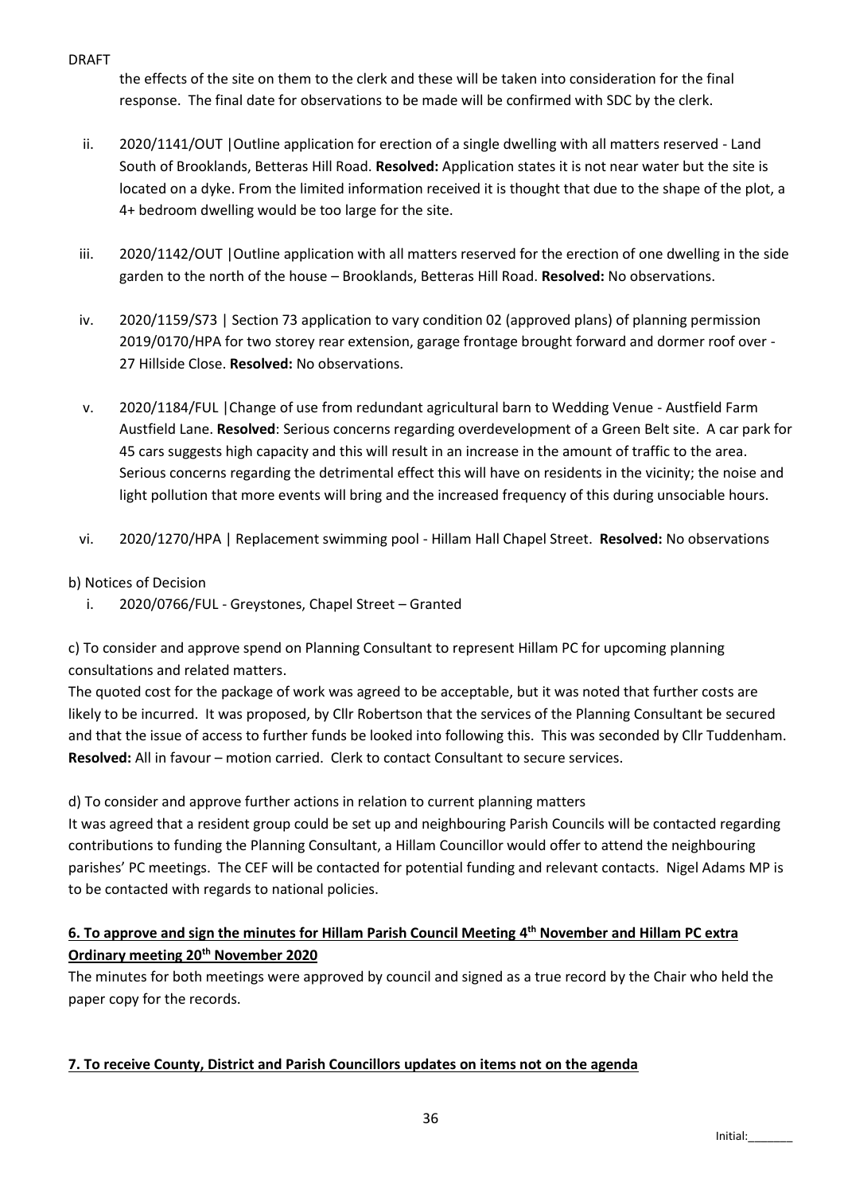DRAFT

the effects of the site on them to the clerk and these will be taken into consideration for the final response. The final date for observations to be made will be confirmed with SDC by the clerk.

ii. 2020/1141/OUT |Outline application for erection of a single dwelling with all matters reserved - Land South of Brooklands, Betteras Hill Road. **Resolved:** Application states it is not near water but the site is located on a dyke. From the limited information received it is thought that due to the shape of the plot, a 4+ bedroom dwelling would be too large for the site.

iii. 2020/1142/OUT |Outline application with all matters reserved for the erection of one dwelling in the side garden to the north of the house – Brooklands, Betteras Hill Road. **Resolved:** No observations.

iv. 2020/1159/S73 | Section 73 application to vary condition 02 (approved plans) of planning permission 2019/0170/HPA for two storey rear extension, garage frontage brought forward and dormer roof over - 27 Hillside Close. **Resolved:** No observations.

v. 2020/1184/FUL |Change of use from redundant agricultural barn to Wedding Venue - Austfield Farm Austfield Lane. **Resolved**: Serious concerns regarding overdevelopment of a Green Belt site. A car park for 45 cars suggests high capacity and this will result in an increase in the amount of traffic to the area. Serious concerns regarding the detrimental effect this will have on residents in the vicinity; the noise and light pollution that more events will bring and the increased frequency of this during unsociable hours.

vi. 2020/1270/HPA | Replacement swimming pool - Hillam Hall Chapel Street. **Resolved:** No observations

b) Notices of Decision

i. 2020/0766/FUL - Greystones, Chapel Street – Granted

c) To consider and approve spend on Planning Consultant to represent Hillam PC for upcoming planning consultations and related matters.

The quoted cost for the package of work was agreed to be acceptable, but it was noted that further costs are likely to be incurred. It was proposed, by Cllr Robertson that the services of the Planning Consultant be secured and that the issue of access to further funds be looked into following this. This was seconded by Cllr Tuddenham. **Resolved:** All in favour – motion carried. Clerk to contact Consultant to secure services.

d) To consider and approve further actions in relation to current planning matters

It was agreed that a resident group could be set up and neighbouring Parish Councils will be contacted regarding contributions to funding the Planning Consultant, a Hillam Councillor would offer to attend the neighbouring parishes' PC meetings. The CEF will be contacted for potential funding and relevant contacts. Nigel Adams MP is to be contacted with regards to national policies.

**6. To approve and sign the minutes for Hillam Parish Council Meeting 4th November and Hillam PC extra Ordinary meeting 20th November 2020**

The minutes for both meetings were approved by council and signed as a true record by the Chair who held the paper copy for the records.

**7. To receive County, District and Parish Councillors updates on items not on the agenda**

Initial:_______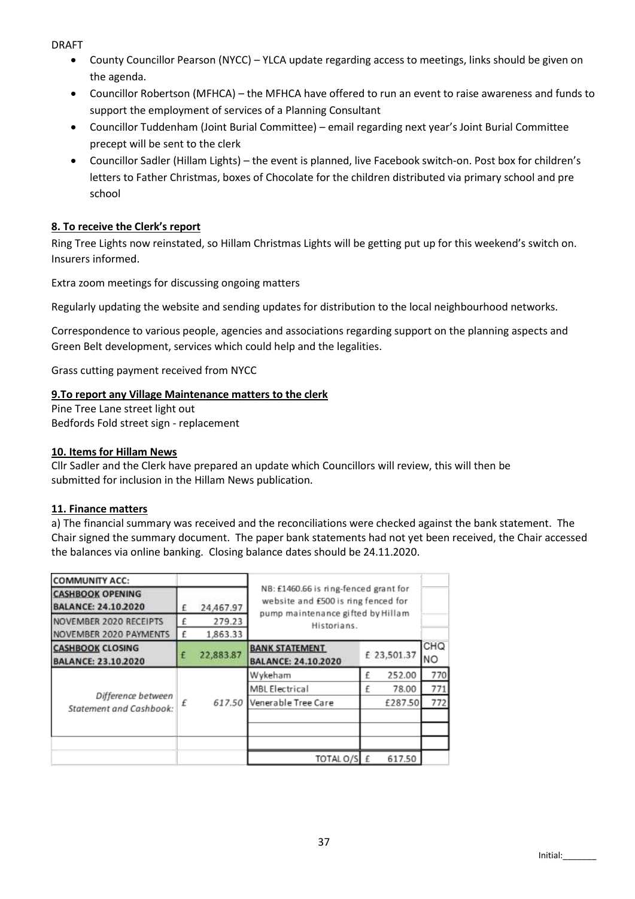DRAFT

- County Councillor Pearson (NYCC) – YLCA update regarding access to meetings, links should be given on the agenda.
- Councillor Robertson (MFHCA) – the MFHCA have offered to run an event to raise awareness and funds to support the employment of services of a Planning Consultant
- Councillor Tuddenham (Joint Burial Committee) – email regarding next year's Joint Burial Committee precept will be sent to the clerk
- Councillor Sadler (Hillam Lights) – the event is planned, live Facebook switch-on. Post box for children's letters to Father Christmas, boxes of Chocolate for the children distributed via primary school and pre school

**8. To receive the Clerk's report**

Ring Tree Lights now reinstated, so Hillam Christmas Lights will be getting put up for this weekend's switch on. Insurers informed.

Extra zoom meetings for discussing ongoing matters

Regularly updating the website and sending updates for distribution to the local neighbourhood networks.

Correspondence to various people, agencies and associations regarding support on the planning aspects and Green Belt development, services which could help and the legalities.

Grass cutting payment received from NYCC

**9.To report any Village Maintenance matters to the clerk**

Pine Tree Lane street light out
Bedfords Fold street sign - replacement

**10. Items for Hillam News**

Cllr Sadler and the Clerk have prepared an update which Councillors will review, this will then be submitted for inclusion in the Hillam News publication.

**11. Finance matters**

a) The financial summary was received and the reconciliations were checked against the bank statement. The Chair signed the summary document. The paper bank statements had not yet been received, the Chair accessed the balances via online banking. Closing balance dates should be 24.11.2020.

| COMMUNITY ACC: | | NB: £1460.66 is ring-fenced grant for website and £500 is ring fenced for pump maintenance gifted by Hillam Historians. | | |
|---|---|---|---|---|
| CASHBOOK OPENING BALANCE: 24.10.2020 | £ 24,467.97 | | | |
| NOVEMBER 2020 RECEIPTS | £ 279.23 | | | |
| NOVEMBER 2020 PAYMENTS | £ 1,863.33 | | | |
| CASHBOOK CLOSING BALANCE: 23.10.2020 | £ 22,883.87 | BANK STATEMENT BALANCE: 24.10.2020 | £ 23,501.37 | CHQ NO |
| *Difference between Statement and Cashbook:* | £ 617.50 | Wykeham | £ 252.00 | 770 |
| | | MBL Electrical | £ 78.00 | 771 |
| | | Venerable Tree Care | £287.50 | 772 |
| | | TOTAL O/S | £ 617.50 | |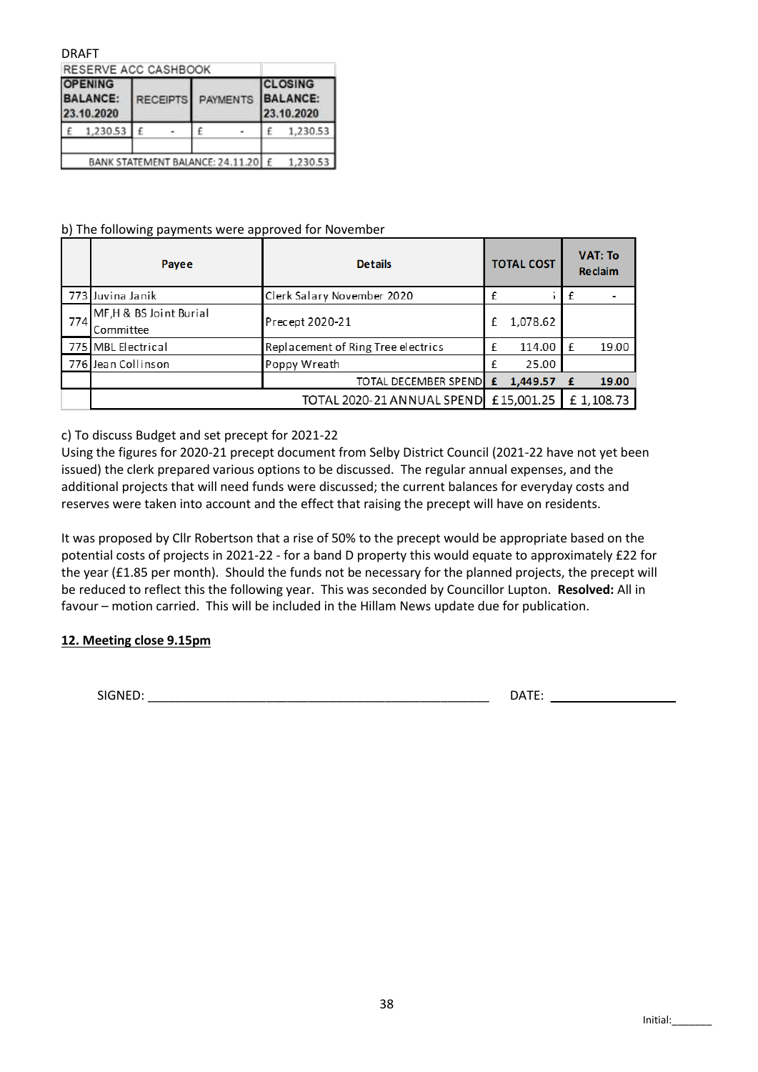DRAFT

| RESERVE ACC CASHBOOK | | | |
|---|---|---|---|
| OPENING BALANCE: 23.10.2020 | RECEIPTS | PAYMENTS | CLOSING BALANCE: 23.10.2020 |
| £ 1,230.53 | £ - | £ - | £ 1,230.53 |
| | | | |
| BANK STATEMENT BALANCE: 24.11.20 | | | £ 1,230.53 |

b) The following payments were approved for November

| | Payee | Details | TOTAL COST | VAT: To Reclaim |
|---|---|---|---|---|
| 773 | Juvina Janik | Clerk Salary November 2020 | £ ; | £ - |
| 774 | MF,H & BS Joint Burial Committee | Precept 2020-21 | £ 1,078.62 | |
| 775 | MBL Electrical | Replacement of Ring Tree electrics | £ 114.00 | £ 19.00 |
| 776 | Jean Collinson | Poppy Wreath | £ 25.00 | |
| | | TOTAL DECEMBER SPEND | **£ 1,449.57** | **£ 19.00** |
| | | TOTAL 2020-21 ANNUAL SPEND | £ 15,001.25 | £ 1,108.73 |

c) To discuss Budget and set precept for 2021-22
Using the figures for 2020-21 precept document from Selby District Council (2021-22 have not yet been issued) the clerk prepared various options to be discussed. The regular annual expenses, and the additional projects that will need funds were discussed; the current balances for everyday costs and reserves were taken into account and the effect that raising the precept will have on residents.

It was proposed by Cllr Robertson that a rise of 50% to the precept would be appropriate based on the potential costs of projects in 2021-22 - for a band D property this would equate to approximately £22 for the year (£1.85 per month). Should the funds not be necessary for the planned projects, the precept will be reduced to reflect this the following year. This was seconded by Councillor Lupton. **Resolved:** All in favour – motion carried. This will be included in the Hillam News update due for publication.

**12. Meeting close 9.15pm**

SIGNED: ________________________________________________ DATE: __________________

Initial:_______